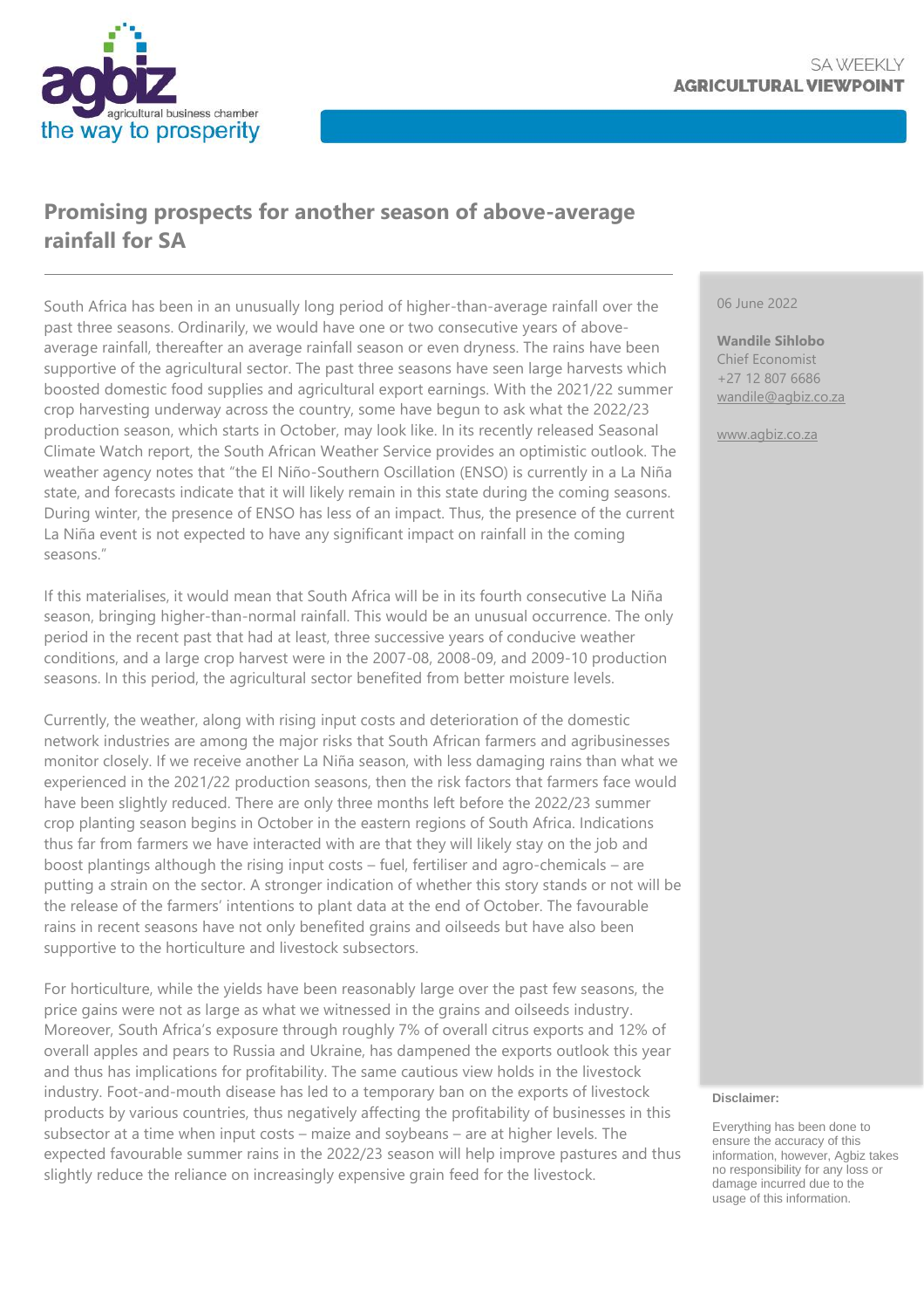# Promising prospects for another season of above-average rainfall for SA

06 June 2022

**Wandile Sihlobo**
Chief Economist
+27 12 807 6686
wandile@agbiz.co.za

www.agbiz.co.za

South Africa has been in an unusually long period of higher-than-average rainfall over the past three seasons. Ordinarily, we would have one or two consecutive years of above-average rainfall, thereafter an average rainfall season or even dryness. The rains have been supportive of the agricultural sector. The past three seasons have seen large harvests which boosted domestic food supplies and agricultural export earnings. With the 2021/22 summer crop harvesting underway across the country, some have begun to ask what the 2022/23 production season, which starts in October, may look like. In its recently released Seasonal Climate Watch report, the South African Weather Service provides an optimistic outlook. The weather agency notes that "the El Niño-Southern Oscillation (ENSO) is currently in a La Niña state, and forecasts indicate that it will likely remain in this state during the coming seasons. During winter, the presence of ENSO has less of an impact. Thus, the presence of the current La Niña event is not expected to have any significant impact on rainfall in the coming seasons."

If this materialises, it would mean that South Africa will be in its fourth consecutive La Niña season, bringing higher-than-normal rainfall. This would be an unusual occurrence. The only period in the recent past that had at least, three successive years of conducive weather conditions, and a large crop harvest were in the 2007-08, 2008-09, and 2009-10 production seasons. In this period, the agricultural sector benefited from better moisture levels.

Currently, the weather, along with rising input costs and deterioration of the domestic network industries are among the major risks that South African farmers and agribusinesses monitor closely. If we receive another La Niña season, with less damaging rains than what we experienced in the 2021/22 production seasons, then the risk factors that farmers face would have been slightly reduced. There are only three months left before the 2022/23 summer crop planting season begins in October in the eastern regions of South Africa. Indications thus far from farmers we have interacted with are that they will likely stay on the job and boost plantings although the rising input costs – fuel, fertiliser and agro-chemicals – are putting a strain on the sector. A stronger indication of whether this story stands or not will be the release of the farmers' intentions to plant data at the end of October. The favourable rains in recent seasons have not only benefited grains and oilseeds but have also been supportive to the horticulture and livestock subsectors.

For horticulture, while the yields have been reasonably large over the past few seasons, the price gains were not as large as what we witnessed in the grains and oilseeds industry. Moreover, South Africa's exposure through roughly 7% of overall citrus exports and 12% of overall apples and pears to Russia and Ukraine, has dampened the exports outlook this year and thus has implications for profitability. The same cautious view holds in the livestock industry. Foot-and-mouth disease has led to a temporary ban on the exports of livestock products by various countries, thus negatively affecting the profitability of businesses in this subsector at a time when input costs – maize and soybeans – are at higher levels. The expected favourable summer rains in the 2022/23 season will help improve pastures and thus slightly reduce the reliance on increasingly expensive grain feed for the livestock.

**Disclaimer:**

Everything has been done to ensure the accuracy of this information, however, Agbiz takes no responsibility for any loss or damage incurred due to the usage of this information.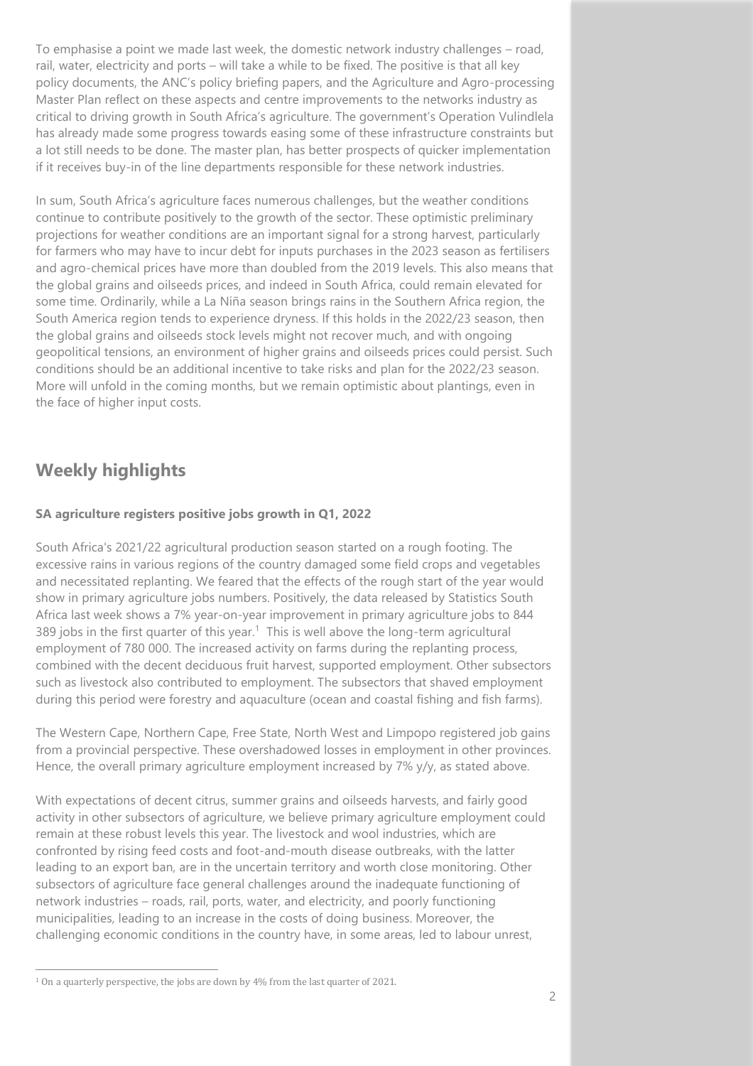To emphasise a point we made last week, the domestic network industry challenges – road, rail, water, electricity and ports – will take a while to be fixed. The positive is that all key policy documents, the ANC's policy briefing papers, and the Agriculture and Agro-processing Master Plan reflect on these aspects and centre improvements to the networks industry as critical to driving growth in South Africa's agriculture. The government's Operation Vulindlela has already made some progress towards easing some of these infrastructure constraints but a lot still needs to be done. The master plan, has better prospects of quicker implementation if it receives buy-in of the line departments responsible for these network industries.

In sum, South Africa's agriculture faces numerous challenges, but the weather conditions continue to contribute positively to the growth of the sector. These optimistic preliminary projections for weather conditions are an important signal for a strong harvest, particularly for farmers who may have to incur debt for inputs purchases in the 2023 season as fertilisers and agro-chemical prices have more than doubled from the 2019 levels. This also means that the global grains and oilseeds prices, and indeed in South Africa, could remain elevated for some time. Ordinarily, while a La Niña season brings rains in the Southern Africa region, the South America region tends to experience dryness. If this holds in the 2022/23 season, then the global grains and oilseeds stock levels might not recover much, and with ongoing geopolitical tensions, an environment of higher grains and oilseeds prices could persist. Such conditions should be an additional incentive to take risks and plan for the 2022/23 season. More will unfold in the coming months, but we remain optimistic about plantings, even in the face of higher input costs.

## Weekly highlights

### SA agriculture registers positive jobs growth in Q1, 2022

South Africa's 2021/22 agricultural production season started on a rough footing. The excessive rains in various regions of the country damaged some field crops and vegetables and necessitated replanting. We feared that the effects of the rough start of the year would show in primary agriculture jobs numbers. Positively, the data released by Statistics South Africa last week shows a 7% year-on-year improvement in primary agriculture jobs to 844 389 jobs in the first quarter of this year.[1] This is well above the long-term agricultural employment of 780 000. The increased activity on farms during the replanting process, combined with the decent deciduous fruit harvest, supported employment. Other subsectors such as livestock also contributed to employment. The subsectors that shaved employment during this period were forestry and aquaculture (ocean and coastal fishing and fish farms).

The Western Cape, Northern Cape, Free State, North West and Limpopo registered job gains from a provincial perspective. These overshadowed losses in employment in other provinces. Hence, the overall primary agriculture employment increased by 7% y/y, as stated above.

With expectations of decent citrus, summer grains and oilseeds harvests, and fairly good activity in other subsectors of agriculture, we believe primary agriculture employment could remain at these robust levels this year. The livestock and wool industries, which are confronted by rising feed costs and foot-and-mouth disease outbreaks, with the latter leading to an export ban, are in the uncertain territory and worth close monitoring. Other subsectors of agriculture face general challenges around the inadequate functioning of network industries – roads, rail, ports, water, and electricity, and poorly functioning municipalities, leading to an increase in the costs of doing business. Moreover, the challenging economic conditions in the country have, in some areas, led to labour unrest,

[1] On a quarterly perspective, the jobs are down by 4% from the last quarter of 2021.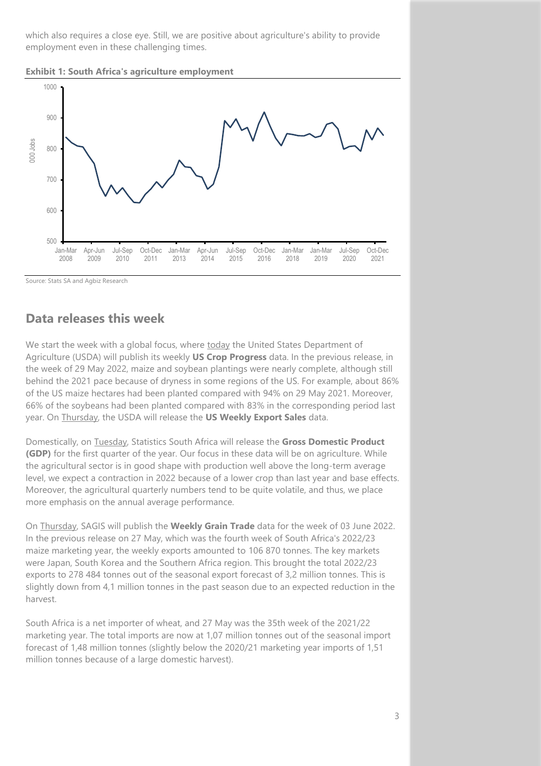which also requires a close eye. Still, we are positive about agriculture's ability to provide employment even in these challenging times.

**Exhibit 1: South Africa's agriculture employment**

Source: Stats SA and Agbiz Research

## Data releases this week

We start the week with a global focus, where today the United States Department of Agriculture (USDA) will publish its weekly **US Crop Progress** data. In the previous release, in the week of 29 May 2022, maize and soybean plantings were nearly complete, although still behind the 2021 pace because of dryness in some regions of the US. For example, about 86% of the US maize hectares had been planted compared with 94% on 29 May 2021. Moreover, 66% of the soybeans had been planted compared with 83% in the corresponding period last year. On Thursday, the USDA will release the **US Weekly Export Sales** data.

Domestically, on Tuesday, Statistics South Africa will release the **Gross Domestic Product (GDP)** for the first quarter of the year. Our focus in these data will be on agriculture. While the agricultural sector is in good shape with production well above the long-term average level, we expect a contraction in 2022 because of a lower crop than last year and base effects. Moreover, the agricultural quarterly numbers tend to be quite volatile, and thus, we place more emphasis on the annual average performance.

On Thursday, SAGIS will publish the **Weekly Grain Trade** data for the week of 03 June 2022. In the previous release on 27 May, which was the fourth week of South Africa's 2022/23 maize marketing year, the weekly exports amounted to 106 870 tonnes. The key markets were Japan, South Korea and the Southern Africa region. This brought the total 2022/23 exports to 278 484 tonnes out of the seasonal export forecast of 3,2 million tonnes. This is slightly down from 4,1 million tonnes in the past season due to an expected reduction in the harvest.

South Africa is a net importer of wheat, and 27 May was the 35th week of the 2021/22 marketing year. The total imports are now at 1,07 million tonnes out of the seasonal import forecast of 1,48 million tonnes (slightly below the 2020/21 marketing year imports of 1,51 million tonnes because of a large domestic harvest).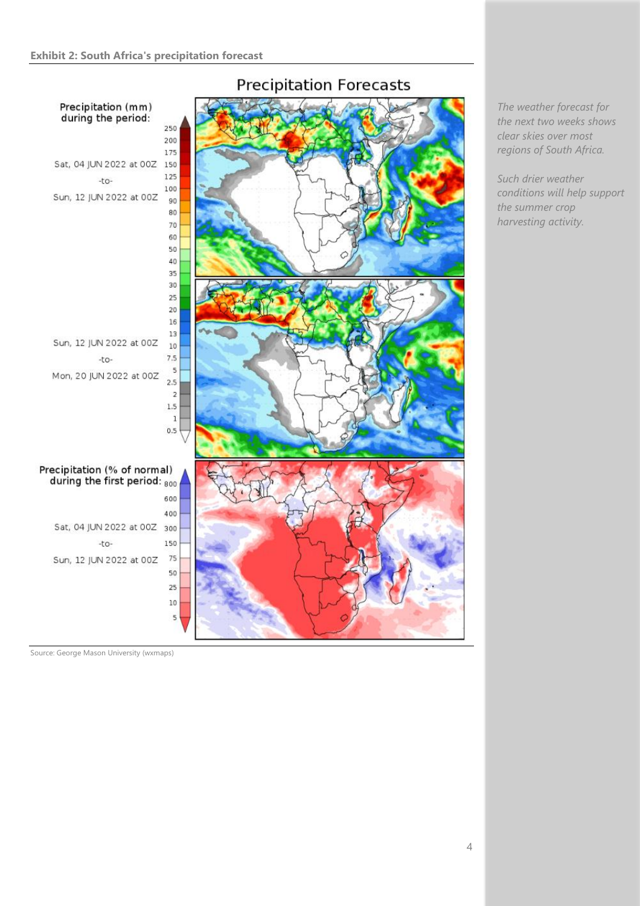**Exhibit 2: South Africa's precipitation forecast**

Precipitation Forecasts

Precipitation (mm) during the period:

Sat, 04 JUN 2022 at 00Z -to- Sun, 12 JUN 2022 at 00Z

Sun, 12 JUN 2022 at 00Z -to- Mon, 20 JUN 2022 at 00Z

250 200 175 150 125 100 90 80 70 60 50 40 35 30 25 20 16 13 10 7.5 5 2.5 2 1.5 1 0.5

Precipitation (% of normal) during the first period:

Sat, 04 JUN 2022 at 00Z -to- Sun, 12 JUN 2022 at 00Z

800 600 400 300 150 75 50 25 10 5

Source: George Mason University (wxmaps)

*The weather forecast for the next two weeks shows clear skies over most regions of South Africa.*

*Such drier weather conditions will help support the summer crop harvesting activity.*